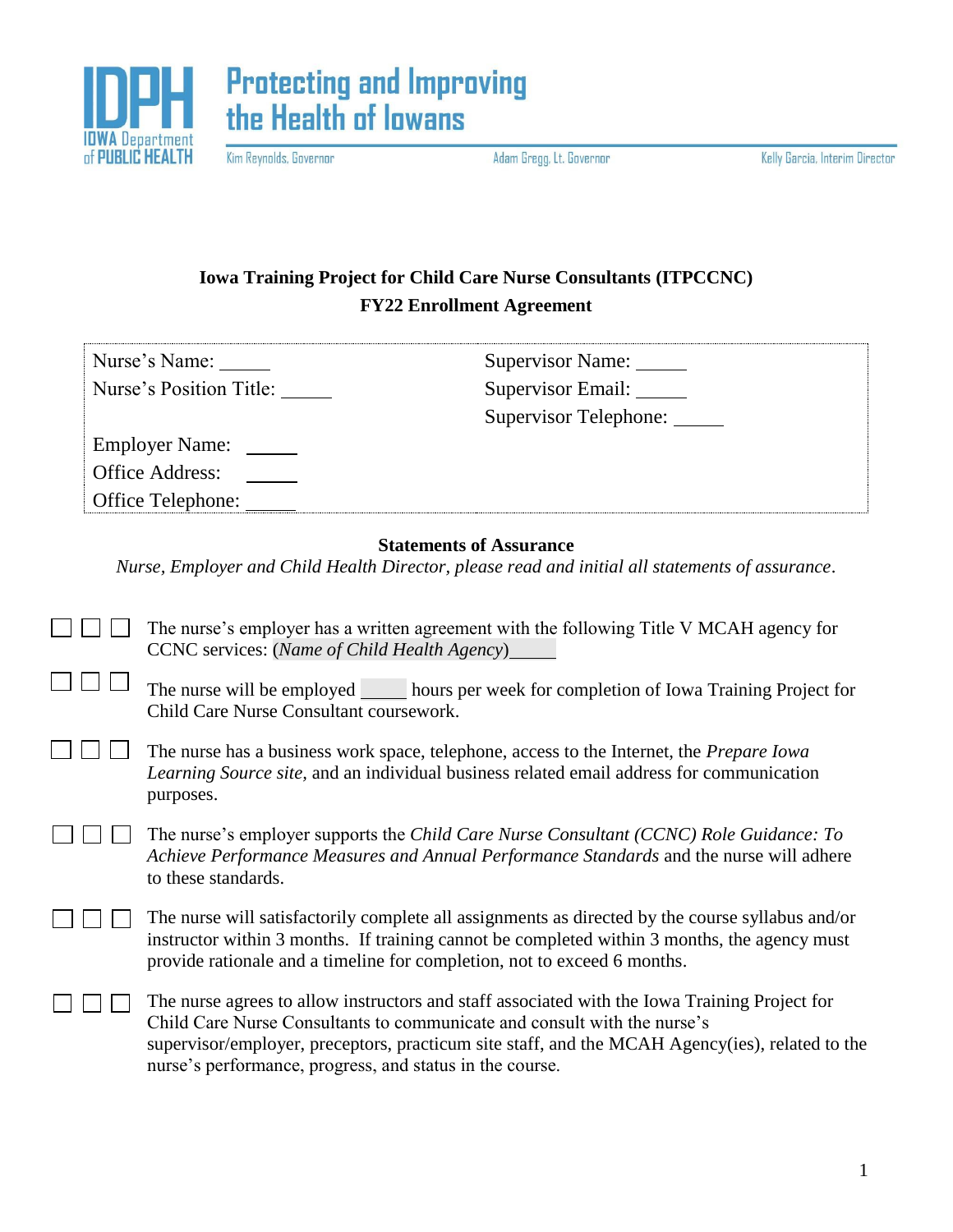IDPH IOWA Department of PUBLIC HEALTH

**Protecting and Improving the Health of Iowans**

Kim Reynolds, Governor | Adam Gregg, Lt. Governor | Kelly Garcia, Interim Director

## Iowa Training Project for Child Care Nurse Consultants (ITPCCNC)
## FY22 Enrollment Agreement

| | |
|---|---|
| Nurse's Name: _____ | Supervisor Name: _____ |
| Nurse's Position Title: _____ | Supervisor Email: _____ |
| | Supervisor Telephone: _____ |
| Employer Name: _____ | |
| Office Address: _____ | |
| Office Telephone: _____ | |

### Statements of Assurance

*Nurse, Employer and Child Health Director, please read and initial all statements of assurance.*

☐ ☐ ☐ The nurse's employer has a written agreement with the following Title V MCAH agency for CCNC services: (*Name of Child Health Agency*)_____

☐ ☐ ☐ The nurse will be employed _____ hours per week for completion of Iowa Training Project for Child Care Nurse Consultant coursework.

☐ ☐ ☐ The nurse has a business work space, telephone, access to the Internet, the *Prepare Iowa Learning Source site,* and an individual business related email address for communication purposes.

☐ ☐ ☐ The nurse's employer supports the *Child Care Nurse Consultant (CCNC) Role Guidance: To Achieve Performance Measures and Annual Performance Standards* and the nurse will adhere to these standards.

☐ ☐ ☐ The nurse will satisfactorily complete all assignments as directed by the course syllabus and/or instructor within 3 months. If training cannot be completed within 3 months, the agency must provide rationale and a timeline for completion, not to exceed 6 months.

☐ ☐ ☐ The nurse agrees to allow instructors and staff associated with the Iowa Training Project for Child Care Nurse Consultants to communicate and consult with the nurse's supervisor/employer, preceptors, practicum site staff, and the MCAH Agency(ies), related to the nurse's performance, progress, and status in the course.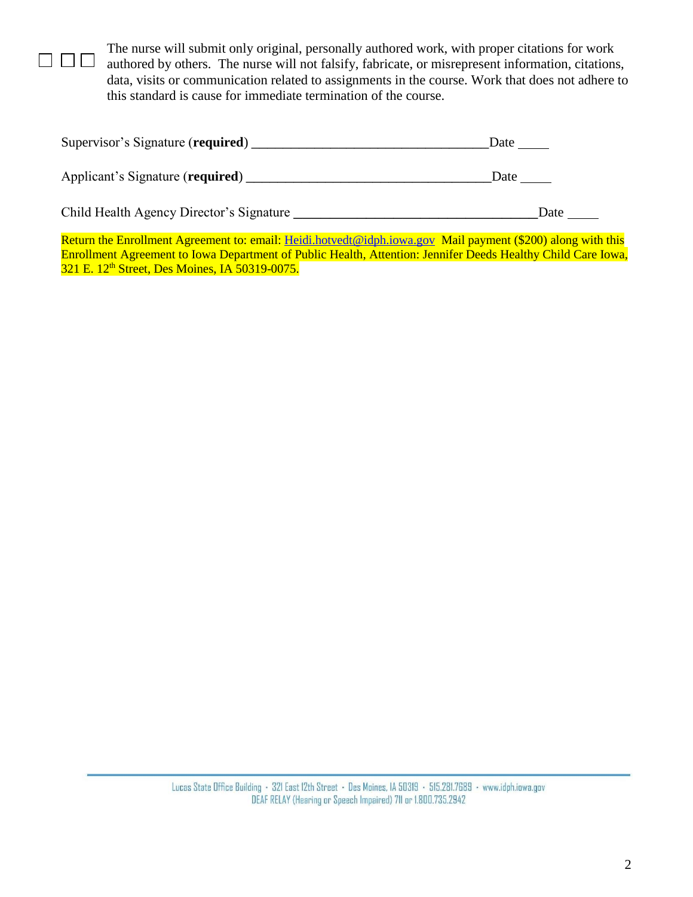☐ ☐ ☐ The nurse will submit only original, personally authored work, with proper citations for work authored by others. The nurse will not falsify, fabricate, or misrepresent information, citations, data, visits or communication related to assignments in the course. Work that does not adhere to this standard is cause for immediate termination of the course.

Supervisor's Signature (**required**) ___________________________________Date _____

Applicant's Signature (**required**) ____________________________________Date _____

Child Health Agency Director's Signature ___________________________________Date _____

Return the Enrollment Agreement to: email: Heidi.hotvedt@idph.iowa.gov Mail payment ($200) along with this Enrollment Agreement to Iowa Department of Public Health, Attention: Jennifer Deeds Healthy Child Care Iowa, 321 E. 12th Street, Des Moines, IA 50319-0075.

Lucas State Office Building · 321 East 12th Street · Des Moines, IA 50319 · 515.281.7689 · www.idph.iowa.gov
DEAF RELAY (Hearing or Speech Impaired) 711 or 1.800.735.2942